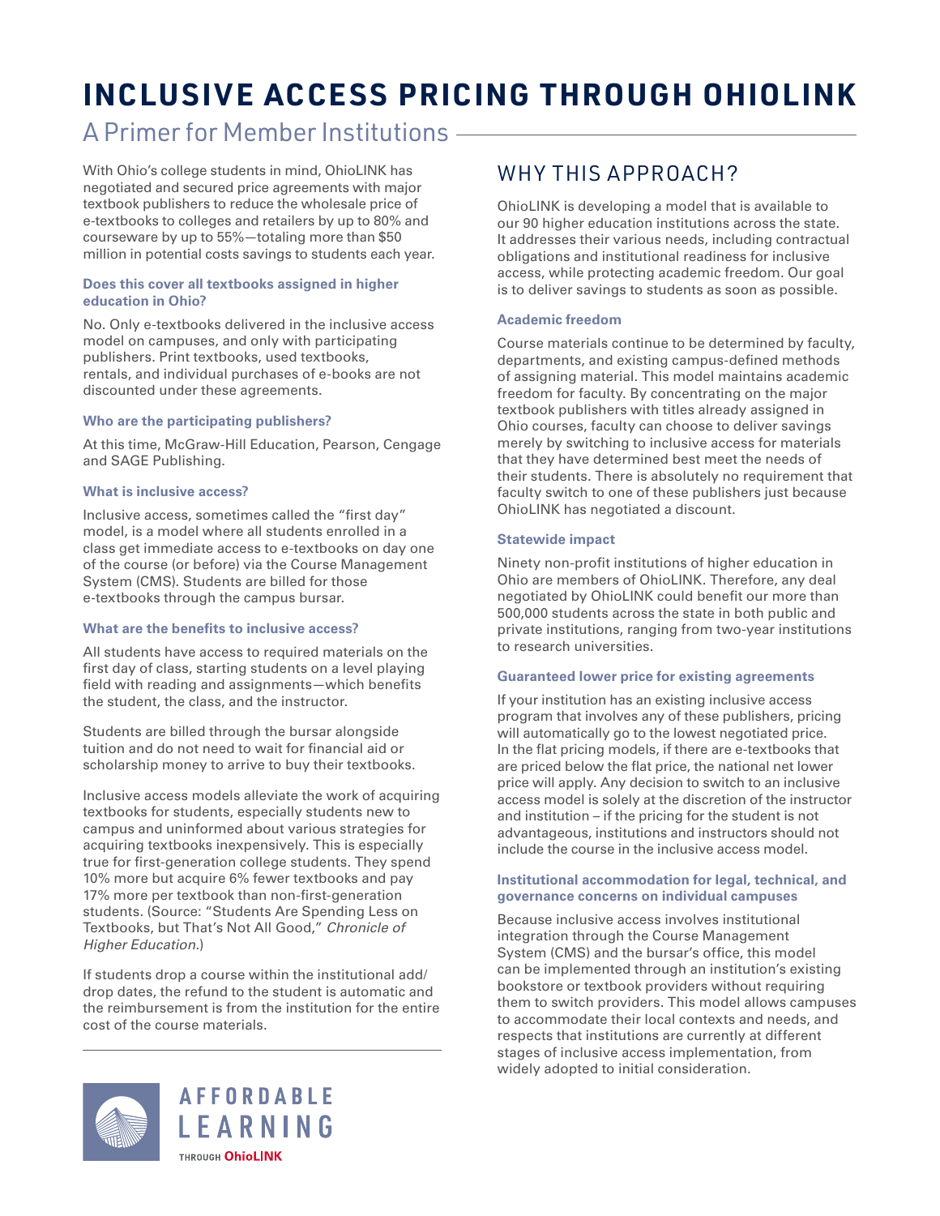# INCLUSIVE ACCESS PRICING THROUGH OHIOLINK

## A Primer for Member Institutions

With Ohio's college students in mind, OhioLINK has negotiated and secured price agreements with major textbook publishers to reduce the wholesale price of e-textbooks to colleges and retailers by up to 80% and courseware by up to 55%—totaling more than $50 million in potential costs savings to students each year.

### Does this cover all textbooks assigned in higher education in Ohio?

No. Only e-textbooks delivered in the inclusive access model on campuses, and only with participating publishers. Print textbooks, used textbooks, rentals, and individual purchases of e-books are not discounted under these agreements.

### Who are the participating publishers?

At this time, McGraw-Hill Education, Pearson, Cengage and SAGE Publishing.

### What is inclusive access?

Inclusive access, sometimes called the "first day" model, is a model where all students enrolled in a class get immediate access to e-textbooks on day one of the course (or before) via the Course Management System (CMS). Students are billed for those e-textbooks through the campus bursar.

### What are the benefits to inclusive access?

All students have access to required materials on the first day of class, starting students on a level playing field with reading and assignments—which benefits the student, the class, and the instructor.

Students are billed through the bursar alongside tuition and do not need to wait for financial aid or scholarship money to arrive to buy their textbooks.

Inclusive access models alleviate the work of acquiring textbooks for students, especially students new to campus and uninformed about various strategies for acquiring textbooks inexpensively. This is especially true for first-generation college students. They spend 10% more but acquire 6% fewer textbooks and pay 17% more per textbook than non-first-generation students. (Source: "Students Are Spending Less on Textbooks, but That's Not All Good," *Chronicle of Higher Education*.)

If students drop a course within the institutional add/drop dates, the refund to the student is automatic and the reimbursement is from the institution for the entire cost of the course materials.

## WHY THIS APPROACH?

OhioLINK is developing a model that is available to our 90 higher education institutions across the state. It addresses their various needs, including contractual obligations and institutional readiness for inclusive access, while protecting academic freedom. Our goal is to deliver savings to students as soon as possible.

### Academic freedom

Course materials continue to be determined by faculty, departments, and existing campus-defined methods of assigning material. This model maintains academic freedom for faculty. By concentrating on the major textbook publishers with titles already assigned in Ohio courses, faculty can choose to deliver savings merely by switching to inclusive access for materials that they have determined best meet the needs of their students. There is absolutely no requirement that faculty switch to one of these publishers just because OhioLINK has negotiated a discount.

### Statewide impact

Ninety non-profit institutions of higher education in Ohio are members of OhioLINK. Therefore, any deal negotiated by OhioLINK could benefit our more than 500,000 students across the state in both public and private institutions, ranging from two-year institutions to research universities.

### Guaranteed lower price for existing agreements

If your institution has an existing inclusive access program that involves any of these publishers, pricing will automatically go to the lowest negotiated price. In the flat pricing models, if there are e-textbooks that are priced below the flat price, the national net lower price will apply. Any decision to switch to an inclusive access model is solely at the discretion of the instructor and institution – if the pricing for the student is not advantageous, institutions and instructors should not include the course in the inclusive access model.

### Institutional accommodation for legal, technical, and governance concerns on individual campuses

Because inclusive access involves institutional integration through the Course Management System (CMS) and the bursar's office, this model can be implemented through an institution's existing bookstore or textbook providers without requiring them to switch providers. This model allows campuses to accommodate their local contexts and needs, and respects that institutions are currently at different stages of inclusive access implementation, from widely adopted to initial consideration.

AFFORDABLE LEARNING THROUGH OhioLINK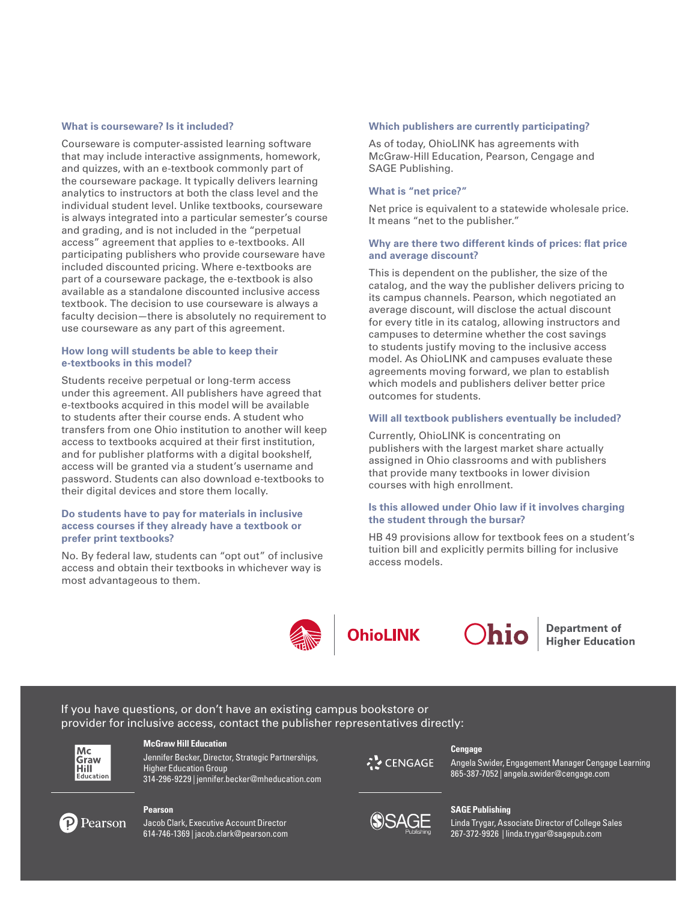### What is courseware? Is it included?

Courseware is computer-assisted learning software that may include interactive assignments, homework, and quizzes, with an e-textbook commonly part of the courseware package. It typically delivers learning analytics to instructors at both the class level and the individual student level. Unlike textbooks, courseware is always integrated into a particular semester's course and grading, and is not included in the "perpetual access" agreement that applies to e-textbooks. All participating publishers who provide courseware have included discounted pricing. Where e-textbooks are part of a courseware package, the e-textbook is also available as a standalone discounted inclusive access textbook. The decision to use courseware is always a faculty decision—there is absolutely no requirement to use courseware as any part of this agreement.

### How long will students be able to keep their e-textbooks in this model?

Students receive perpetual or long-term access under this agreement. All publishers have agreed that e-textbooks acquired in this model will be available to students after their course ends. A student who transfers from one Ohio institution to another will keep access to textbooks acquired at their first institution, and for publisher platforms with a digital bookshelf, access will be granted via a student's username and password. Students can also download e-textbooks to their digital devices and store them locally.

### Do students have to pay for materials in inclusive access courses if they already have a textbook or prefer print textbooks?

No. By federal law, students can "opt out" of inclusive access and obtain their textbooks in whichever way is most advantageous to them.

### Which publishers are currently participating?

As of today, OhioLINK has agreements with McGraw-Hill Education, Pearson, Cengage and SAGE Publishing.

### What is "net price?"

Net price is equivalent to a statewide wholesale price. It means "net to the publisher."

### Why are there two different kinds of prices: flat price and average discount?

This is dependent on the publisher, the size of the catalog, and the way the publisher delivers pricing to its campus channels. Pearson, which negotiated an average discount, will disclose the actual discount for every title in its catalog, allowing instructors and campuses to determine whether the cost savings to students justify moving to the inclusive access model. As OhioLINK and campuses evaluate these agreements moving forward, we plan to establish which models and publishers deliver better price outcomes for students.

### Will all textbook publishers eventually be included?

Currently, OhioLINK is concentrating on publishers with the largest market share actually assigned in Ohio classrooms and with publishers that provide many textbooks in lower division courses with high enrollment.

### Is this allowed under Ohio law if it involves charging the student through the bursar?

HB 49 provisions allow for textbook fees on a student's tuition bill and explicitly permits billing for inclusive access models.

OhioLINK

Ohio Department of Higher Education

If you have questions, or don't have an existing campus bookstore or provider for inclusive access, contact the publisher representatives directly:

**McGraw Hill Education**
Jennifer Becker, Director, Strategic Partnerships, Higher Education Group
314-296-9229 | jennifer.becker@mheducation.com

**Cengage**
Angela Swider, Engagement Manager Cengage Learning
865-387-7052 | angela.swider@cengage.com

**Pearson**
Jacob Clark, Executive Account Director
614-746-1369 | jacob.clark@pearson.com

**SAGE Publishing**
Linda Trygar, Associate Director of College Sales
267-372-9926 | linda.trygar@sagepub.com